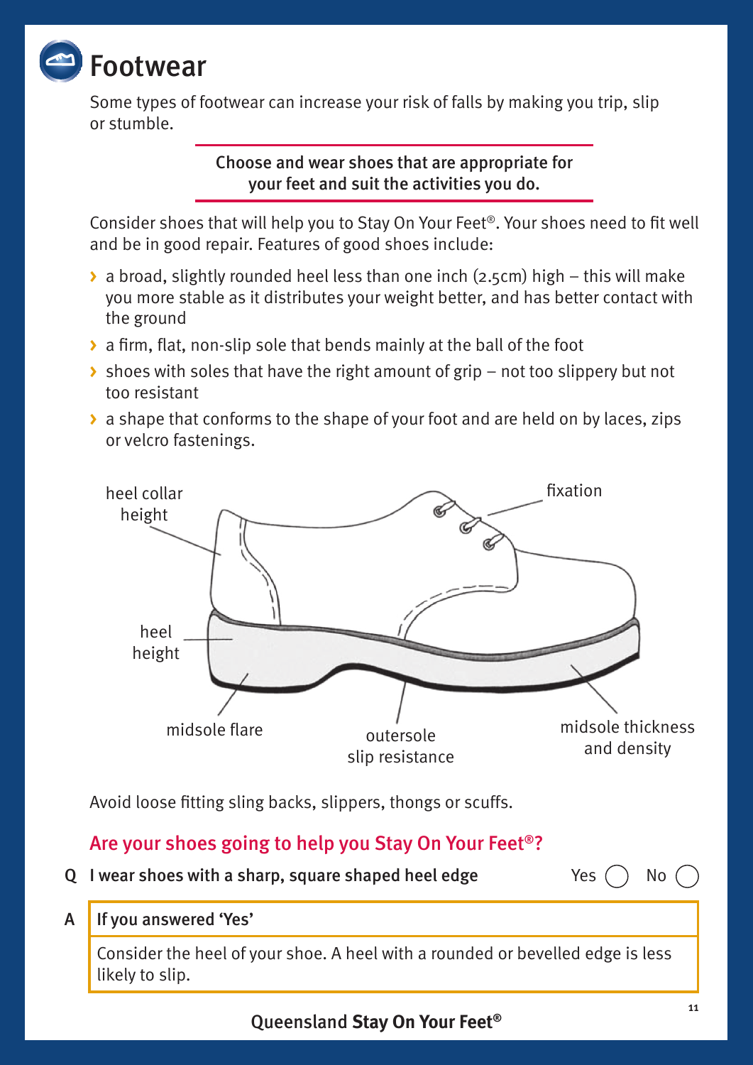# Footwear

Some types of footwear can increase your risk of falls by making you trip, slip or stumble.

**Choose and wear shoes that are appropriate for your feet and suit the activities you do.**

Consider shoes that will help you to Stay On Your Feet®. Your shoes need to fit well and be in good repair. Features of good shoes include:

- a broad, slightly rounded heel less than one inch (2.5cm) high – this will make you more stable as it distributes your weight better, and has better contact with the ground
- a firm, flat, non-slip sole that bends mainly at the ball of the foot
- shoes with soles that have the right amount of grip – not too slippery but not too resistant
- a shape that conforms to the shape of your foot and are held on by laces, zips or velcro fastenings.

heel collar height

fixation

heel height

midsole flare

outersole slip resistance

midsole thickness and density

Avoid loose fitting sling backs, slippers, thongs or scuffs.

## Are your shoes going to help you Stay On Your Feet®?

**Q I wear shoes with a sharp, square shaped heel edge** Yes ◯ No ◯

**A If you answered 'Yes'**

Consider the heel of your shoe. A heel with a rounded or bevelled edge is less likely to slip.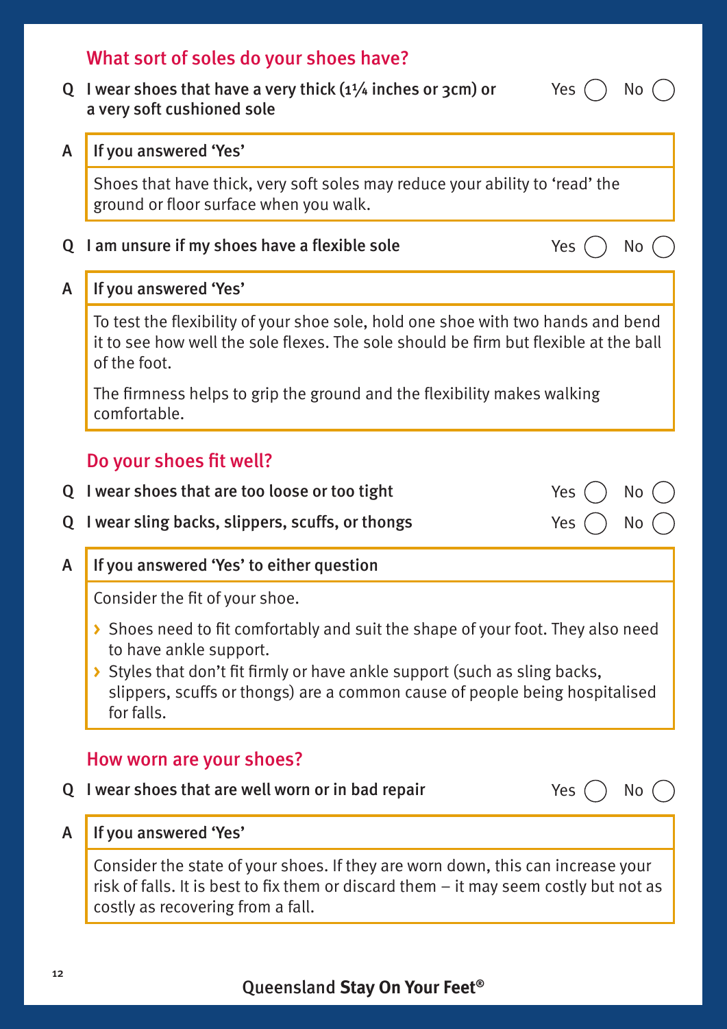## What sort of soles do your shoes have?

**Q** I wear shoes that have a very thick (1¼ inches or 3cm) or a very soft cushioned sole — Yes ◯ No ◯

**A** **If you answered 'Yes'**

Shoes that have thick, very soft soles may reduce your ability to 'read' the ground or floor surface when you walk.

**Q** I am unsure if my shoes have a flexible sole — Yes ◯ No ◯

**A** **If you answered 'Yes'**

To test the flexibility of your shoe sole, hold one shoe with two hands and bend it to see how well the sole flexes. The sole should be firm but flexible at the ball of the foot.

The firmness helps to grip the ground and the flexibility makes walking comfortable.

## Do your shoes fit well?

**Q** I wear shoes that are too loose or too tight — Yes ◯ No ◯

**Q** I wear sling backs, slippers, scuffs, or thongs — Yes ◯ No ◯

**A** **If you answered 'Yes' to either question**

Consider the fit of your shoe.

- Shoes need to fit comfortably and suit the shape of your foot. They also need to have ankle support.
- Styles that don't fit firmly or have ankle support (such as sling backs, slippers, scuffs or thongs) are a common cause of people being hospitalised for falls.

## How worn are your shoes?

**Q** I wear shoes that are well worn or in bad repair — Yes ◯ No ◯

**A** **If you answered 'Yes'**

Consider the state of your shoes. If they are worn down, this can increase your risk of falls. It is best to fix them or discard them – it may seem costly but not as costly as recovering from a fall.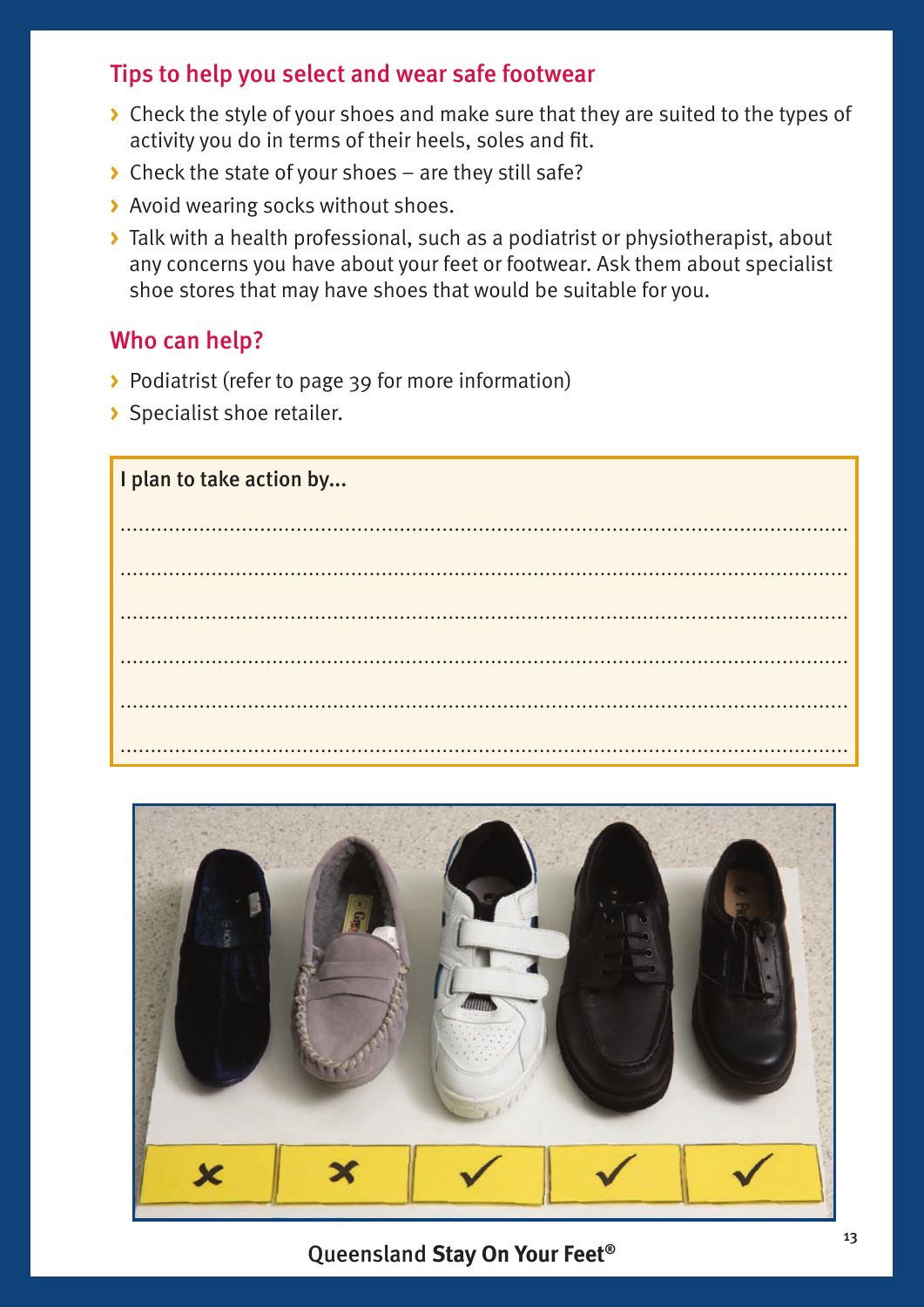## Tips to help you select and wear safe footwear

- Check the style of your shoes and make sure that they are suited to the types of activity you do in terms of their heels, soles and fit.
- Check the state of your shoes – are they still safe?
- Avoid wearing socks without shoes.
- Talk with a health professional, such as a podiatrist or physiotherapist, about any concerns you have about your feet or footwear. Ask them about specialist shoe stores that may have shoes that would be suitable for you.

## Who can help?

- Podiatrist (refer to page 39 for more information)
- Specialist shoe retailer.

I plan to take action by...

.......................................................................................................................

.......................................................................................................................

.......................................................................................................................

.......................................................................................................................

.......................................................................................................................

.......................................................................................................................